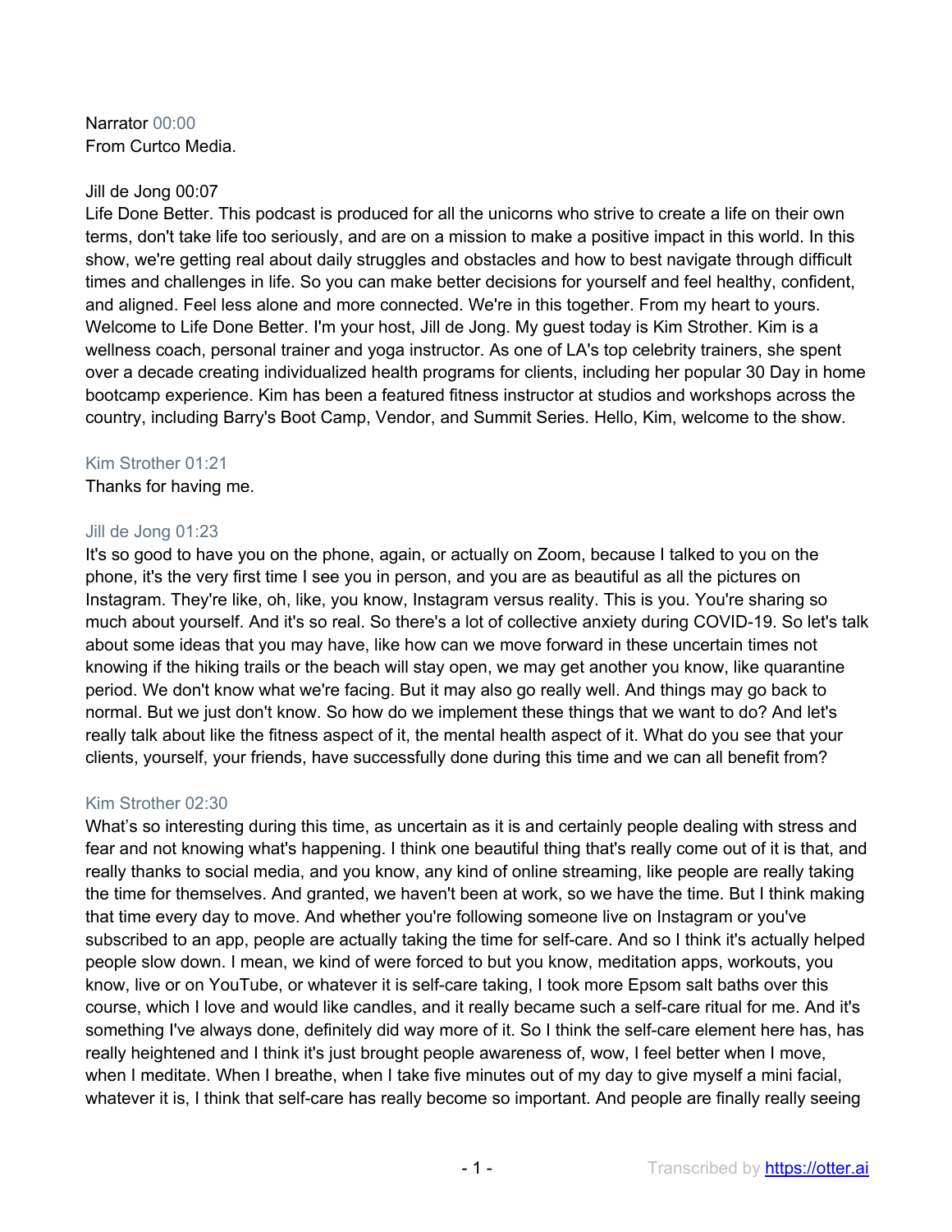Narrator 00:00
From Curtco Media.

Jill de Jong 00:07
Life Done Better. This podcast is produced for all the unicorns who strive to create a life on their own terms, don't take life too seriously, and are on a mission to make a positive impact in this world. In this show, we're getting real about daily struggles and obstacles and how to best navigate through difficult times and challenges in life. So you can make better decisions for yourself and feel healthy, confident, and aligned. Feel less alone and more connected. We're in this together. From my heart to yours. Welcome to Life Done Better. I'm your host, Jill de Jong. My guest today is Kim Strother. Kim is a wellness coach, personal trainer and yoga instructor. As one of LA's top celebrity trainers, she spent over a decade creating individualized health programs for clients, including her popular 30 Day in home bootcamp experience. Kim has been a featured fitness instructor at studios and workshops across the country, including Barry's Boot Camp, Vendor, and Summit Series. Hello, Kim, welcome to the show.

Kim Strother 01:21
Thanks for having me.

Jill de Jong 01:23
It's so good to have you on the phone, again, or actually on Zoom, because I talked to you on the phone, it's the very first time I see you in person, and you are as beautiful as all the pictures on Instagram. They're like, oh, like, you know, Instagram versus reality. This is you. You're sharing so much about yourself. And it's so real. So there's a lot of collective anxiety during COVID-19. So let's talk about some ideas that you may have, like how can we move forward in these uncertain times not knowing if the hiking trails or the beach will stay open, we may get another you know, like quarantine period. We don't know what we're facing. But it may also go really well. And things may go back to normal. But we just don't know. So how do we implement these things that we want to do? And let's really talk about like the fitness aspect of it, the mental health aspect of it. What do you see that your clients, yourself, your friends, have successfully done during this time and we can all benefit from?

Kim Strother 02:30
What's so interesting during this time, as uncertain as it is and certainly people dealing with stress and fear and not knowing what's happening. I think one beautiful thing that's really come out of it is that, and really thanks to social media, and you know, any kind of online streaming, like people are really taking the time for themselves. And granted, we haven't been at work, so we have the time. But I think making that time every day to move. And whether you're following someone live on Instagram or you've subscribed to an app, people are actually taking the time for self-care. And so I think it's actually helped people slow down. I mean, we kind of were forced to but you know, meditation apps, workouts, you know, live or on YouTube, or whatever it is self-care taking, I took more Epsom salt baths over this course, which I love and would like candles, and it really became such a self-care ritual for me. And it's something I've always done, definitely did way more of it. So I think the self-care element here has, has really heightened and I think it's just brought people awareness of, wow, I feel better when I move, when I meditate. When I breathe, when I take five minutes out of my day to give myself a mini facial, whatever it is, I think that self-care has really become so important. And people are finally really seeing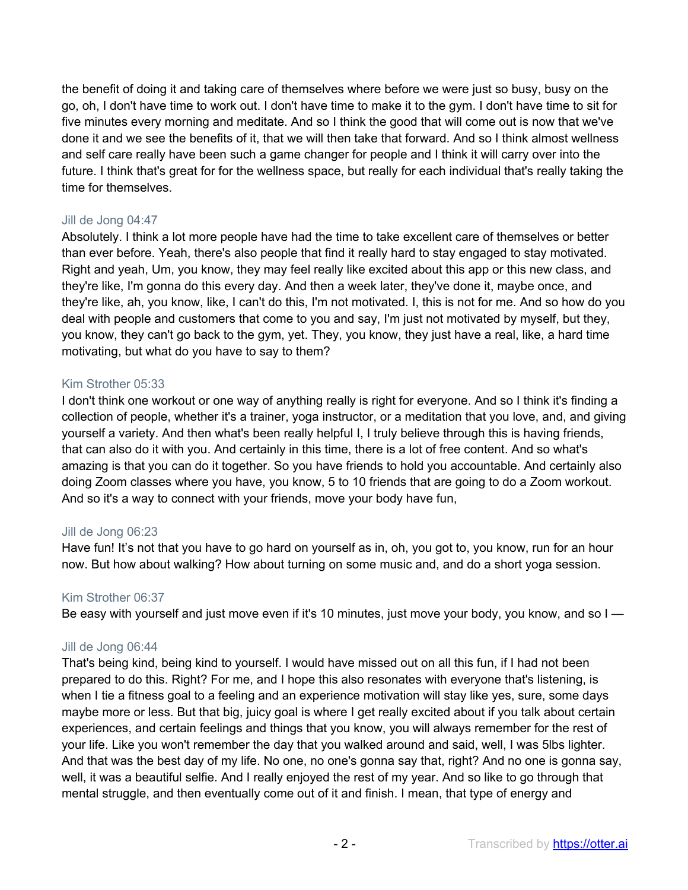the benefit of doing it and taking care of themselves where before we were just so busy, busy on the go, oh, I don't have time to work out. I don't have time to make it to the gym. I don't have time to sit for five minutes every morning and meditate. And so I think the good that will come out is now that we've done it and we see the benefits of it, that we will then take that forward. And so I think almost wellness and self care really have been such a game changer for people and I think it will carry over into the future. I think that's great for for the wellness space, but really for each individual that's really taking the time for themselves.

Jill de Jong 04:47
Absolutely. I think a lot more people have had the time to take excellent care of themselves or better than ever before. Yeah, there's also people that find it really hard to stay engaged to stay motivated. Right and yeah, Um, you know, they may feel really like excited about this app or this new class, and they're like, I'm gonna do this every day. And then a week later, they've done it, maybe once, and they're like, ah, you know, like, I can't do this, I'm not motivated. I, this is not for me. And so how do you deal with people and customers that come to you and say, I'm just not motivated by myself, but they, you know, they can't go back to the gym, yet. They, you know, they just have a real, like, a hard time motivating, but what do you have to say to them?

Kim Strother 05:33
I don't think one workout or one way of anything really is right for everyone. And so I think it's finding a collection of people, whether it's a trainer, yoga instructor, or a meditation that you love, and, and giving yourself a variety. And then what's been really helpful I, I truly believe through this is having friends, that can also do it with you. And certainly in this time, there is a lot of free content. And so what's amazing is that you can do it together. So you have friends to hold you accountable. And certainly also doing Zoom classes where you have, you know, 5 to 10 friends that are going to do a Zoom workout. And so it's a way to connect with your friends, move your body have fun,

Jill de Jong 06:23
Have fun! It's not that you have to go hard on yourself as in, oh, you got to, you know, run for an hour now. But how about walking? How about turning on some music and, and do a short yoga session.

Kim Strother 06:37
Be easy with yourself and just move even if it's 10 minutes, just move your body, you know, and so I —

Jill de Jong 06:44
That's being kind, being kind to yourself. I would have missed out on all this fun, if I had not been prepared to do this. Right? For me, and I hope this also resonates with everyone that's listening, is when I tie a fitness goal to a feeling and an experience motivation will stay like yes, sure, some days maybe more or less. But that big, juicy goal is where I get really excited about if you talk about certain experiences, and certain feelings and things that you know, you will always remember for the rest of your life. Like you won't remember the day that you walked around and said, well, I was 5lbs lighter. And that was the best day of my life. No one, no one's gonna say that, right? And no one is gonna say, well, it was a beautiful selfie. And I really enjoyed the rest of my year. And so like to go through that mental struggle, and then eventually come out of it and finish. I mean, that type of energy and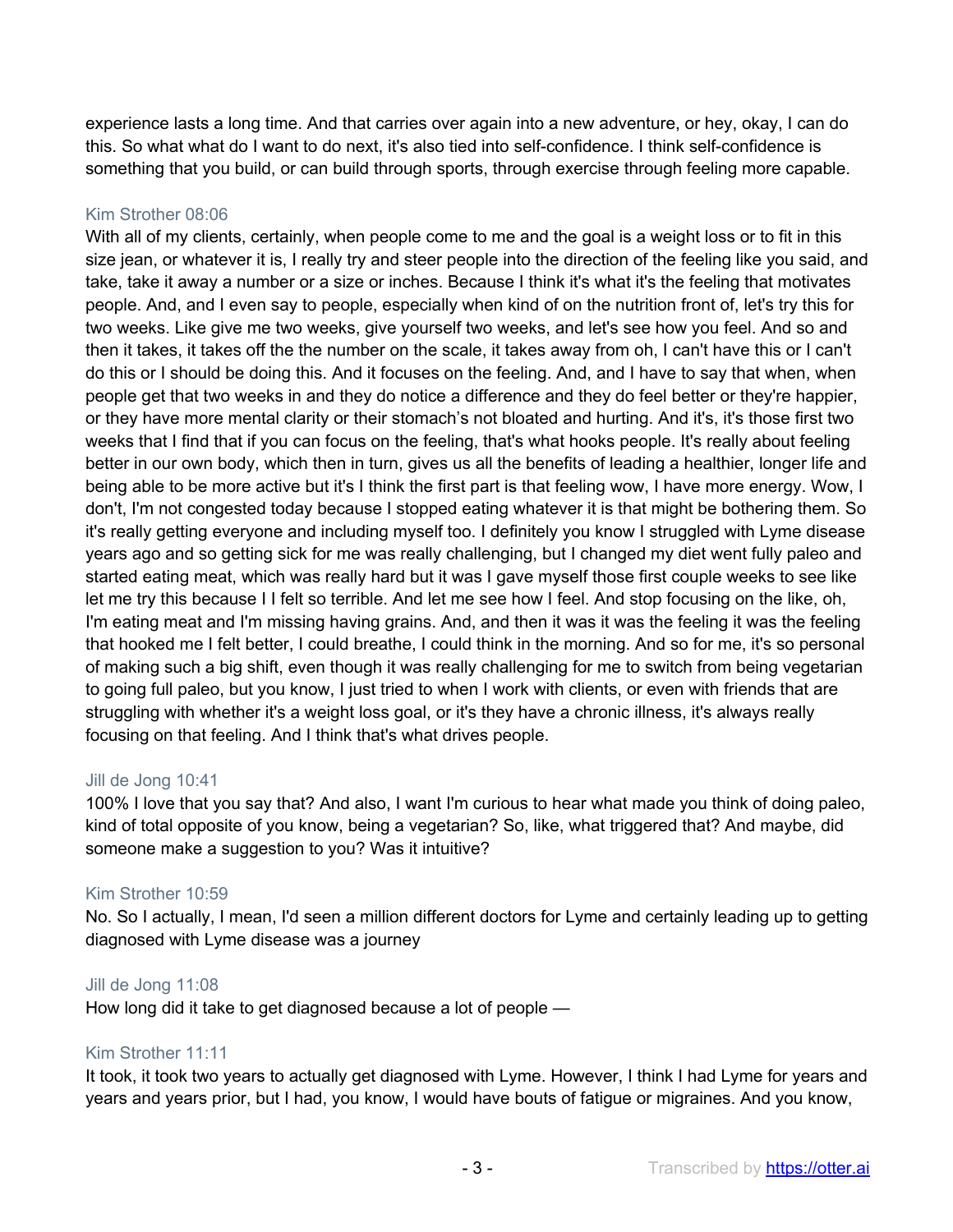experience lasts a long time. And that carries over again into a new adventure, or hey, okay, I can do this. So what what do I want to do next, it's also tied into self-confidence. I think self-confidence is something that you build, or can build through sports, through exercise through feeling more capable.

Kim Strother 08:06
With all of my clients, certainly, when people come to me and the goal is a weight loss or to fit in this size jean, or whatever it is, I really try and steer people into the direction of the feeling like you said, and take, take it away a number or a size or inches. Because I think it's what it's the feeling that motivates people. And, and I even say to people, especially when kind of of on the nutrition front of, let's try this for two weeks. Like give me two weeks, give yourself two weeks, and let's see how you feel. And so and then it takes, it takes off the the number on the scale, it takes away from oh, I can't have this or I can't do this or I should be doing this. And it focuses on the feeling. And, and I have to say that when, when people get that two weeks in and they do notice a difference and they do feel better or they're happier, or they have more mental clarity or their stomach's not bloated and hurting. And it's, it's those first two weeks that I find that if you can focus on the feeling, that's what hooks people. It's really about feeling better in our own body, which then in turn, gives us all the benefits of leading a healthier, longer life and being able to be more active but it's I think the first part is that feeling wow, I have more energy. Wow, I don't, I'm not congested today because I stopped eating whatever it is that might be bothering them. So it's really getting everyone and including myself too. I definitely you know I struggled with Lyme disease years ago and so getting sick for me was really challenging, but I changed my diet went fully paleo and started eating meat, which was really hard but it was I gave myself those first couple weeks to see like let me try this because I I felt so terrible. And let me see how I feel. And stop focusing on the like, oh, I'm eating meat and I'm missing having grains. And, and then it was it was the feeling it was the feeling that hooked me I felt better, I could breathe, I could think in the morning. And so for me, it's so personal of making such a big shift, even though it was really challenging for me to switch from being vegetarian to going full paleo, but you know, I just tried to when I work with clients, or even with friends that are struggling with whether it's a weight loss goal, or it's they have a chronic illness, it's always really focusing on that feeling. And I think that's what drives people.

Jill de Jong 10:41
100% I love that you say that? And also, I want I'm curious to hear what made you think of doing paleo, kind of total opposite of you know, being a vegetarian? So, like, what triggered that? And maybe, did someone make a suggestion to you? Was it intuitive?

Kim Strother 10:59
No. So I actually, I mean, I'd seen a million different doctors for Lyme and certainly leading up to getting diagnosed with Lyme disease was a journey

Jill de Jong 11:08
How long did it take to get diagnosed because a lot of people —

Kim Strother 11:11
It took, it took two years to actually get diagnosed with Lyme. However, I think I had Lyme for years and years and years prior, but I had, you know, I would have bouts of fatigue or migraines. And you know,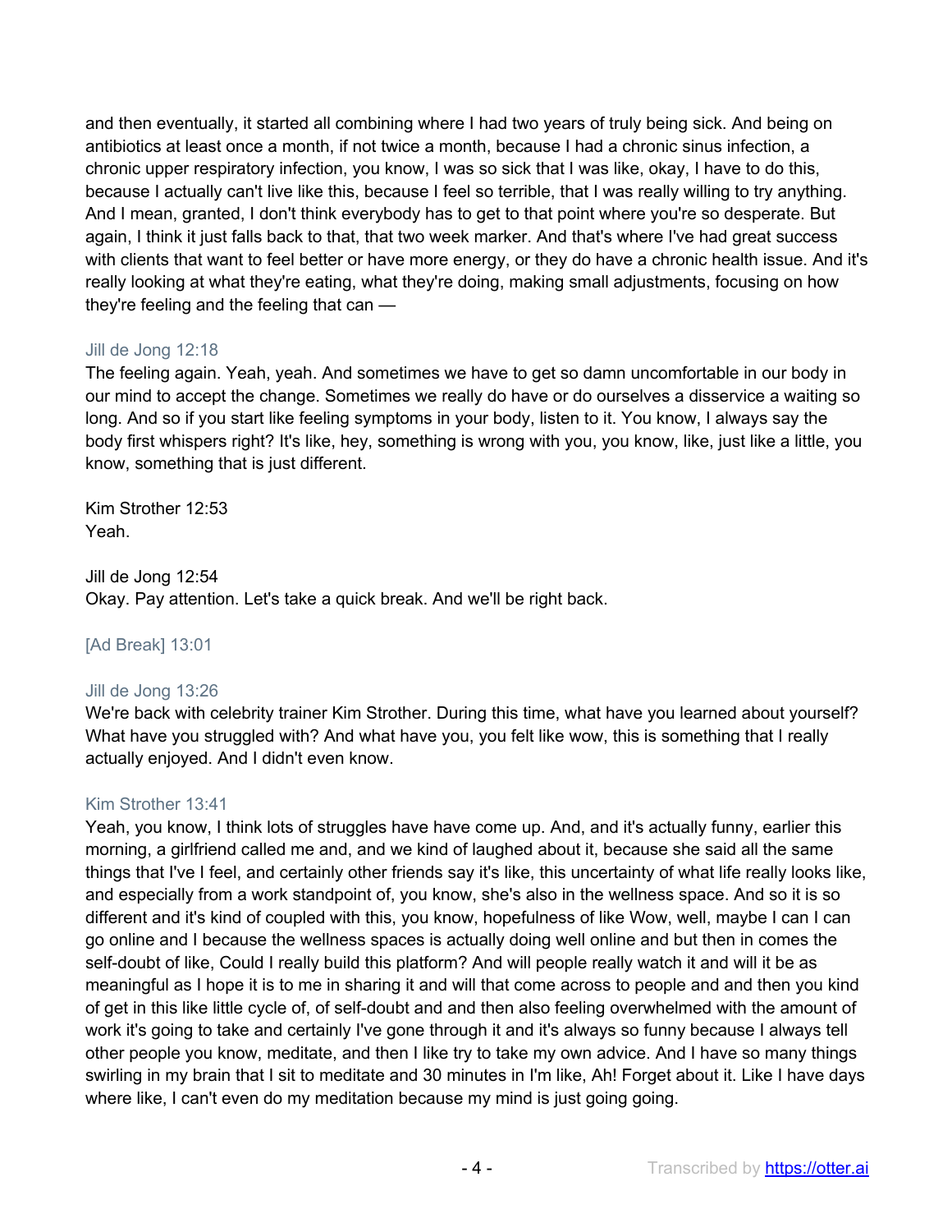and then eventually, it started all combining where I had two years of truly being sick. And being on antibiotics at least once a month, if not twice a month, because I had a chronic sinus infection, a chronic upper respiratory infection, you know, I was so sick that I was like, okay, I have to do this, because I actually can't live like this, because I feel so terrible, that I was really willing to try anything. And I mean, granted, I don't think everybody has to get to that point where you're so desperate. But again, I think it just falls back to that, that two week marker. And that's where I've had great success with clients that want to feel better or have more energy, or they do have a chronic health issue. And it's really looking at what they're eating, what they're doing, making small adjustments, focusing on how they're feeling and the feeling that can —

Jill de Jong 12:18
The feeling again. Yeah, yeah. And sometimes we have to get so damn uncomfortable in our body in our mind to accept the change. Sometimes we really do have or do ourselves a disservice a waiting so long. And so if you start like feeling symptoms in your body, listen to it. You know, I always say the body first whispers right? It's like, hey, something is wrong with you, you know, like, just like a little, you know, something that is just different.

Kim Strother 12:53
Yeah.

Jill de Jong 12:54
Okay. Pay attention. Let's take a quick break. And we'll be right back.

[Ad Break] 13:01

Jill de Jong 13:26
We're back with celebrity trainer Kim Strother. During this time, what have you learned about yourself? What have you struggled with? And what have you, you felt like wow, this is something that I really actually enjoyed. And I didn't even know.

Kim Strother 13:41
Yeah, you know, I think lots of struggles have have come up. And, and it's actually funny, earlier this morning, a girlfriend called me and, and we kind of laughed about it, because she said all the same things that I've I feel, and certainly other friends say it's like, this uncertainty of what life really looks like, and especially from a work standpoint of, you know, she's also in the wellness space. And so it is so different and it's kind of coupled with this, you know, hopefulness of like Wow, well, maybe I can I can go online and I because the wellness spaces is actually doing well online and but then in comes the self-doubt of like, Could I really build this platform? And will people really watch it and will it be as meaningful as I hope it is to me in sharing it and will that come across to people and and then you kind of get in this like little cycle of, of self-doubt and and then also feeling overwhelmed with the amount of work it's going to take and certainly I've gone through it and it's always so funny because I always tell other people you know, meditate, and then I like try to take my own advice. And I have so many things swirling in my brain that I sit to meditate and 30 minutes in I'm like, Ah! Forget about it. Like I have days where like, I can't even do my meditation because my mind is just going going.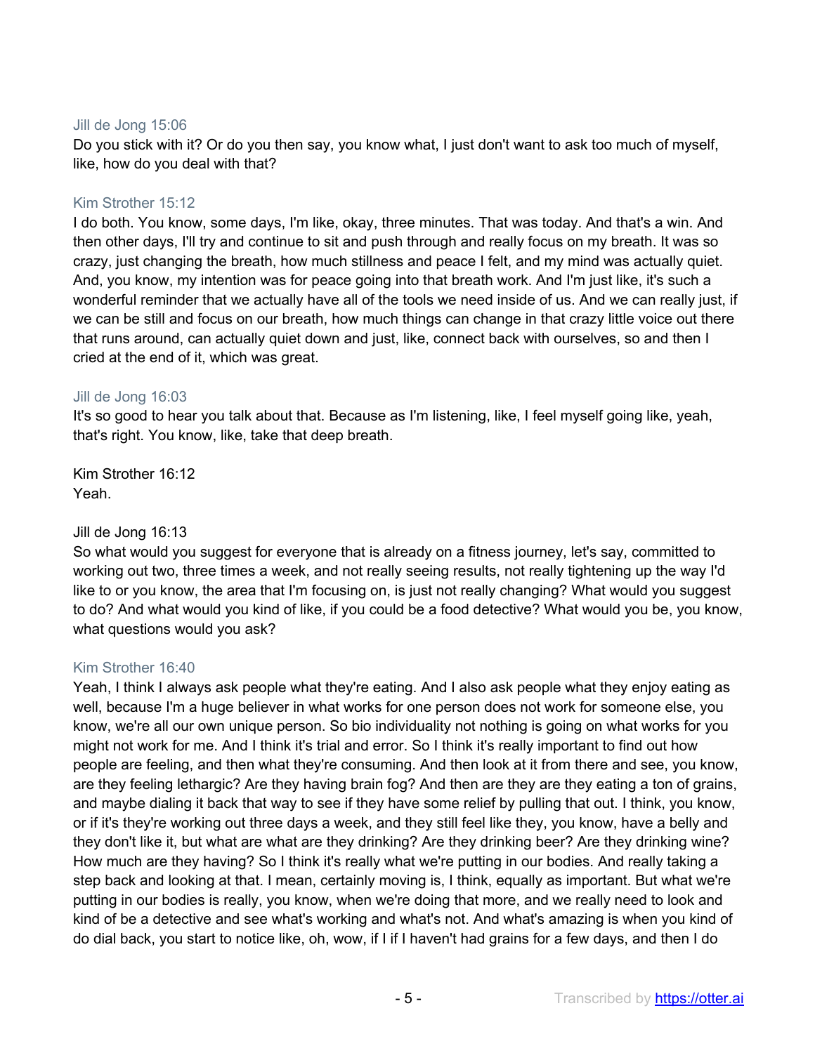Jill de Jong 15:06
Do you stick with it? Or do you then say, you know what, I just don't want to ask too much of myself, like, how do you deal with that?

Kim Strother 15:12
I do both. You know, some days, I'm like, okay, three minutes. That was today. And that's a win. And then other days, I'll try and continue to sit and push through and really focus on my breath. It was so crazy, just changing the breath, how much stillness and peace I felt, and my mind was actually quiet. And, you know, my intention was for peace going into that breath work. And I'm just like, it's such a wonderful reminder that we actually have all of the tools we need inside of us. And we can really just, if we can be still and focus on our breath, how much things can change in that crazy little voice out there that runs around, can actually quiet down and just, like, connect back with ourselves, so and then I cried at the end of it, which was great.

Jill de Jong 16:03
It's so good to hear you talk about that. Because as I'm listening, like, I feel myself going like, yeah, that's right. You know, like, take that deep breath.

Kim Strother 16:12
Yeah.

Jill de Jong 16:13
So what would you suggest for everyone that is already on a fitness journey, let's say, committed to working out two, three times a week, and not really seeing results, not really tightening up the way I'd like to or you know, the area that I'm focusing on, is just not really changing? What would you suggest to do? And what would you kind of like, if you could be a food detective? What would you be, you know, what questions would you ask?

Kim Strother 16:40
Yeah, I think I always ask people what they're eating. And I also ask people what they enjoy eating as well, because I'm a huge believer in what works for one person does not work for someone else, you know, we're all our own unique person. So bio individuality not nothing is going on what works for you might not work for me. And I think it's trial and error. So I think it's really important to find out how people are feeling, and then what they're consuming. And then look at it from there and see, you know, are they feeling lethargic? Are they having brain fog? And then are they are they eating a ton of grains, and maybe dialing it back that way to see if they have some relief by pulling that out. I think, you know, or if it's they're working out three days a week, and they still feel like they, you know, have a belly and they don't like it, but what are what are they drinking? Are they drinking beer? Are they drinking wine? How much are they having? So I think it's really what we're putting in our bodies. And really taking a step back and looking at that. I mean, certainly moving is, I think, equally as important. But what we're putting in our bodies is really, you know, when we're doing that more, and we really need to look and kind of be a detective and see what's working and what's not. And what's amazing is when you kind of do dial back, you start to notice like, oh, wow, if I if I haven't had grains for a few days, and then I do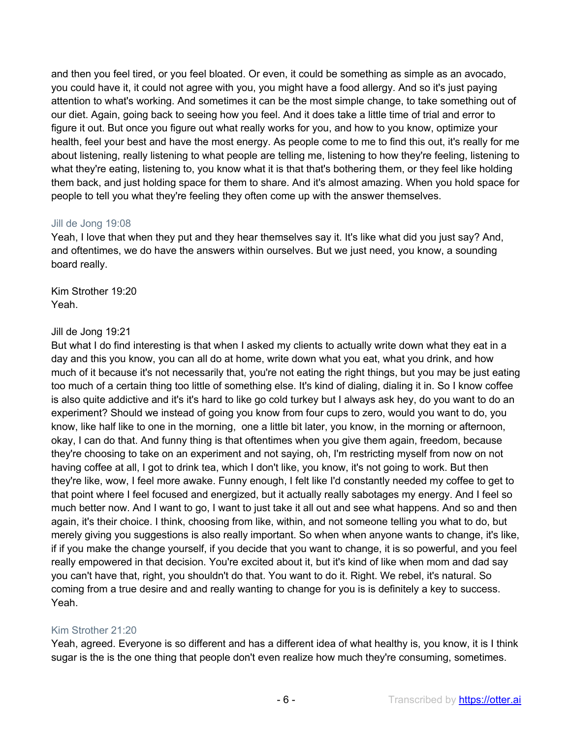and then you feel tired, or you feel bloated. Or even, it could be something as simple as an avocado, you could have it, it could not agree with you, you might have a food allergy. And so it's just paying attention to what's working. And sometimes it can be the most simple change, to take something out of our diet. Again, going back to seeing how you feel. And it does take a little time of trial and error to figure it out. But once you figure out what really works for you, and how to you know, optimize your health, feel your best and have the most energy. As people come to me to find this out, it's really for me about listening, really listening to what people are telling me, listening to how they're feeling, listening to what they're eating, listening to, you know what it is that that's bothering them, or they feel like holding them back, and just holding space for them to share. And it's almost amazing. When you hold space for people to tell you what they're feeling they often come up with the answer themselves.

Jill de Jong 19:08
Yeah, I love that when they put and they hear themselves say it. It's like what did you just say? And, and oftentimes, we do have the answers within ourselves. But we just need, you know, a sounding board really.

Kim Strother 19:20
Yeah.

Jill de Jong 19:21
But what I do find interesting is that when I asked my clients to actually write down what they eat in a day and this you know, you can all do at home, write down what you eat, what you drink, and how much of it because it's not necessarily that, you're not eating the right things, but you may be just eating too much of a certain thing too little of something else. It's kind of dialing, dialing it in. So I know coffee is also quite addictive and it's it's hard to like go cold turkey but I always ask hey, do you want to do an experiment? Should we instead of going you know from four cups to zero, would you want to do, you know, like half like to one in the morning, one a little bit later, you know, in the morning or afternoon, okay, I can do that. And funny thing is that oftentimes when you give them again, freedom, because they're choosing to take on an experiment and not saying, oh, I'm restricting myself from now on not having coffee at all, I got to drink tea, which I don't like, you know, it's not going to work. But then they're like, wow, I feel more awake. Funny enough, I felt like I'd constantly needed my coffee to get to that point where I feel focused and energized, but it actually really sabotages my energy. And I feel so much better now. And I want to go, I want to just take it all out and see what happens. And so and then again, it's their choice. I think, choosing from like, within, and not someone telling you what to do, but merely giving you suggestions is also really important. So when when anyone wants to change, it's like, if if you make the change yourself, if you decide that you want to change, it is so powerful, and you feel really empowered in that decision. You're excited about it, but it's kind of like when mom and dad say you can't have that, right, you shouldn't do that. You want to do it. Right. We rebel, it's natural. So coming from a true desire and and really wanting to change for you is is definitely a key to success. Yeah.

Kim Strother 21:20
Yeah, agreed. Everyone is so different and has a different idea of what healthy is, you know, it is I think sugar is the is the one thing that people don't even realize how much they're consuming, sometimes.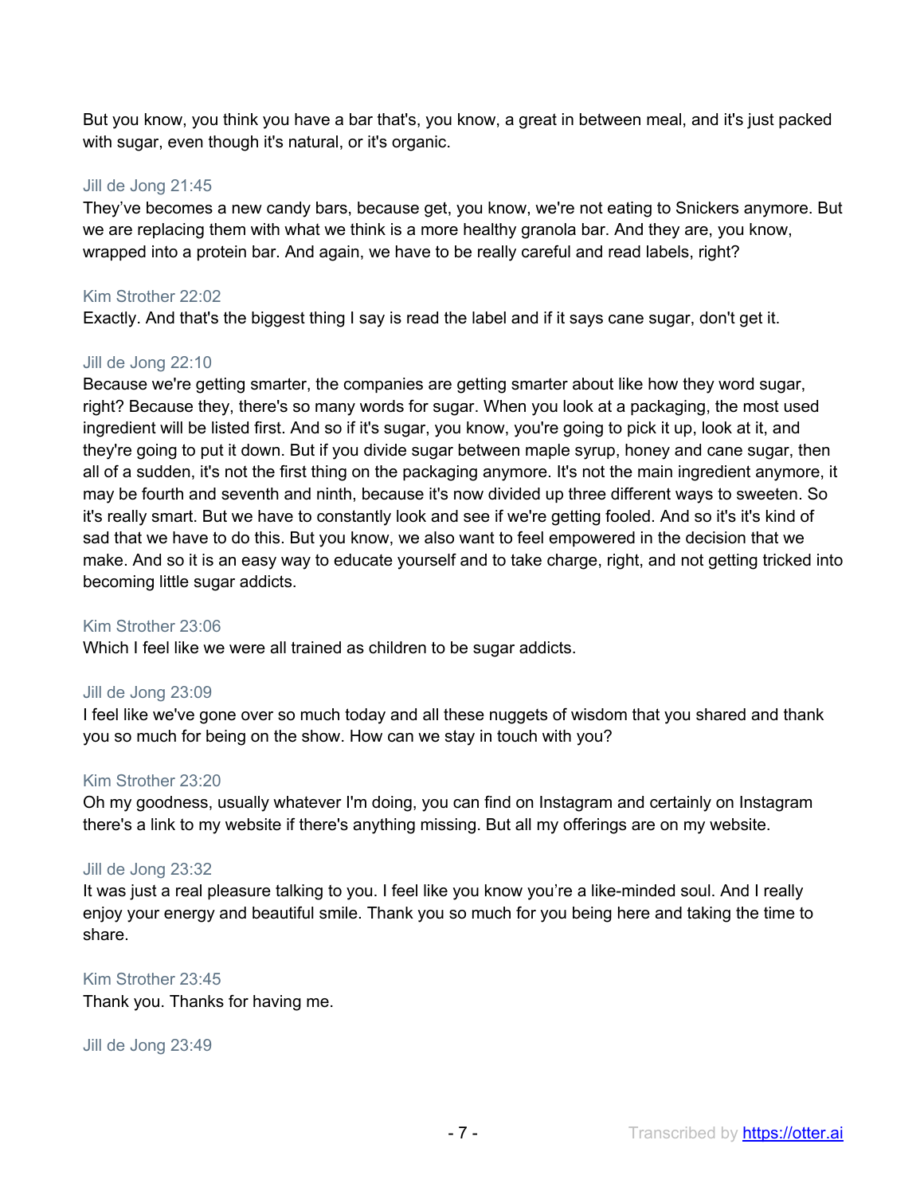But you know, you think you have a bar that's, you know, a great in between meal, and it's just packed with sugar, even though it's natural, or it's organic.

Jill de Jong 21:45
They've becomes a new candy bars, because get, you know, we're not eating to Snickers anymore. But we are replacing them with what we think is a more healthy granola bar. And they are, you know, wrapped into a protein bar. And again, we have to be really careful and read labels, right?

Kim Strother 22:02
Exactly. And that's the biggest thing I say is read the label and if it says cane sugar, don't get it.

Jill de Jong 22:10
Because we're getting smarter, the companies are getting smarter about like how they word sugar, right? Because they, there's so many words for sugar. When you look at a packaging, the most used ingredient will be listed first. And so if it's sugar, you know, you're going to pick it up, look at it, and they're going to put it down. But if you divide sugar between maple syrup, honey and cane sugar, then all of a sudden, it's not the first thing on the packaging anymore. It's not the main ingredient anymore, it may be fourth and seventh and ninth, because it's now divided up three different ways to sweeten. So it's really smart. But we have to constantly look and see if we're getting fooled. And so it's it's kind of sad that we have to do this. But you know, we also want to feel empowered in the decision that we make. And so it is an easy way to educate yourself and to take charge, right, and not getting tricked into becoming little sugar addicts.

Kim Strother 23:06
Which I feel like we were all trained as children to be sugar addicts.

Jill de Jong 23:09
I feel like we've gone over so much today and all these nuggets of wisdom that you shared and thank you so much for being on the show. How can we stay in touch with you?

Kim Strother 23:20
Oh my goodness, usually whatever I'm doing, you can find on Instagram and certainly on Instagram there's a link to my website if there's anything missing. But all my offerings are on my website.

Jill de Jong 23:32
It was just a real pleasure talking to you. I feel like you know you're a like-minded soul. And I really enjoy your energy and beautiful smile. Thank you so much for you being here and taking the time to share.

Kim Strother 23:45
Thank you. Thanks for having me.

Jill de Jong 23:49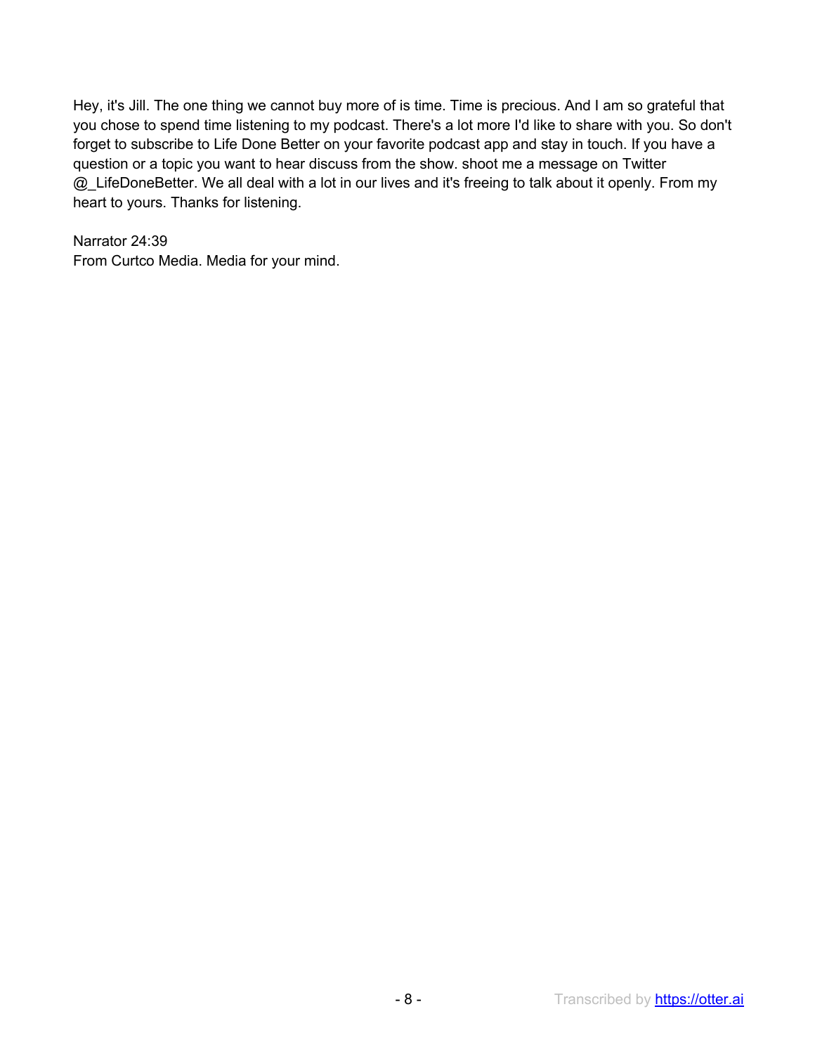Hey, it's Jill. The one thing we cannot buy more of is time. Time is precious. And I am so grateful that you chose to spend time listening to my podcast. There's a lot more I'd like to share with you. So don't forget to subscribe to Life Done Better on your favorite podcast app and stay in touch. If you have a question or a topic you want to hear discuss from the show. shoot me a message on Twitter @_LifeDoneBetter. We all deal with a lot in our lives and it's freeing to talk about it openly. From my heart to yours. Thanks for listening.

Narrator 24:39
From Curtco Media. Media for your mind.